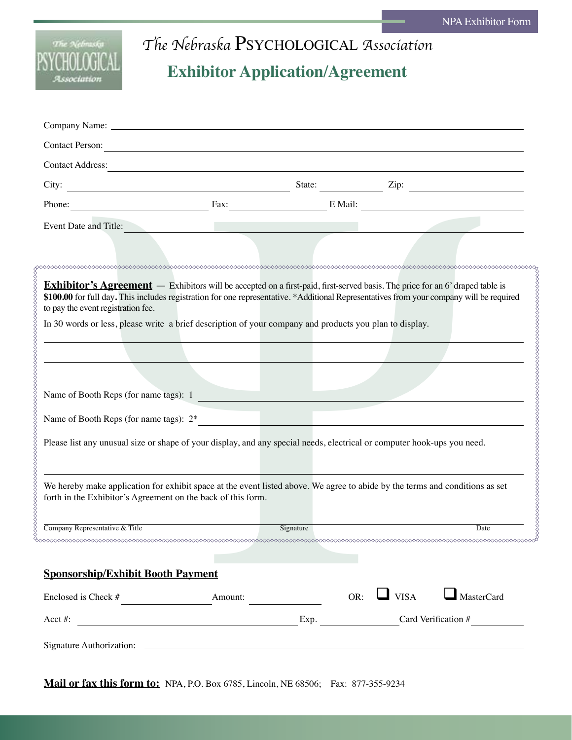# The Nebraska PSYCHOLOGICAL Association

## Exhibitor Application/Agreement

Company Name: ______________________________________________

Contact Person: ______________________________________________

Contact Address: ______________________________________________

City: ____________________ State: __________ Zip: __________

Phone: ____________________ Fax: ____________________ E Mail: ____________________

Event Date and Title: ______________________________________________

**Exhibitor's Agreement** — Exhibitors will be accepted on a first-paid, first-served basis. The price for an 6' draped table is **$100.00** for full day**.** This includes registration for one representative. *Additional Representatives from your company will be required to pay the event registration fee.

In 30 words or less, please write a brief description of your company and products you plan to display.

______________________________________________

______________________________________________

Name of Booth Reps (for name tags): 1 ______________________________________________

Name of Booth Reps (for name tags): 2* ______________________________________________

Please list any unusual size or shape of your display, and any special needs, electrical or computer hook-ups you need.

______________________________________________

We hereby make application for exhibit space at the event listed above. We agree to abide by the terms and conditions as set forth in the Exhibitor's Agreement on the back of this form.

Company Representative & Title ____________________ Signature ____________________ Date ____________________

**Sponsorship/Exhibit Booth Payment**

Enclosed is Check # ____________ Amount: ____________ OR: ☐ VISA ☐ MasterCard

Acct #: ____________________ Exp. ____________ Card Verification # ____________

Signature Authorization: ______________________________________________

**Mail or fax this form to:** NPA, P.O. Box 6785, Lincoln, NE 68506; Fax: 877-355-9234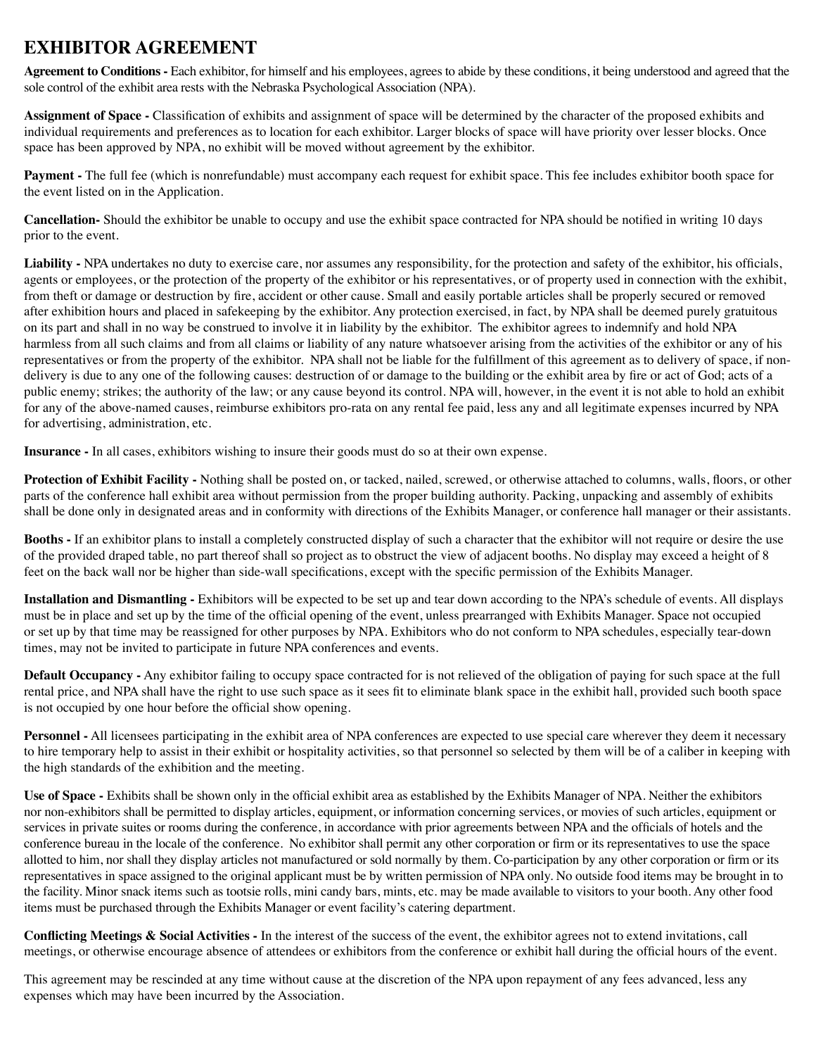# EXHIBITOR AGREEMENT

**Agreement to Conditions -** Each exhibitor, for himself and his employees, agrees to abide by these conditions, it being understood and agreed that the sole control of the exhibit area rests with the Nebraska Psychological Association (NPA).

**Assignment of Space -** Classification of exhibits and assignment of space will be determined by the character of the proposed exhibits and individual requirements and preferences as to location for each exhibitor. Larger blocks of space will have priority over lesser blocks. Once space has been approved by NPA, no exhibit will be moved without agreement by the exhibitor.

**Payment -** The full fee (which is nonrefundable) must accompany each request for exhibit space. This fee includes exhibitor booth space for the event listed on in the Application.

**Cancellation-** Should the exhibitor be unable to occupy and use the exhibit space contracted for NPA should be notified in writing 10 days prior to the event.

**Liability -** NPA undertakes no duty to exercise care, nor assumes any responsibility, for the protection and safety of the exhibitor, his officials, agents or employees, or the protection of the property of the exhibitor or his representatives, or of property used in connection with the exhibit, from theft or damage or destruction by fire, accident or other cause. Small and easily portable articles shall be properly secured or removed after exhibition hours and placed in safekeeping by the exhibitor. Any protection exercised, in fact, by NPA shall be deemed purely gratuitous on its part and shall in no way be construed to involve it in liability by the exhibitor. The exhibitor agrees to indemnify and hold NPA harmless from all such claims and from all claims or liability of any nature whatsoever arising from the activities of the exhibitor or any of his representatives or from the property of the exhibitor. NPA shall not be liable for the fulfillment of this agreement as to delivery of space, if non-delivery is due to any one of the following causes: destruction of or damage to the building or the exhibit area by fire or act of God; acts of a public enemy; strikes; the authority of the law; or any cause beyond its control. NPA will, however, in the event it is not able to hold an exhibit for any of the above-named causes, reimburse exhibitors pro-rata on any rental fee paid, less any and all legitimate expenses incurred by NPA for advertising, administration, etc.

**Insurance -** In all cases, exhibitors wishing to insure their goods must do so at their own expense.

**Protection of Exhibit Facility -** Nothing shall be posted on, or tacked, nailed, screwed, or otherwise attached to columns, walls, floors, or other parts of the conference hall exhibit area without permission from the proper building authority. Packing, unpacking and assembly of exhibits shall be done only in designated areas and in conformity with directions of the Exhibits Manager, or conference hall manager or their assistants.

**Booths -** If an exhibitor plans to install a completely constructed display of such a character that the exhibitor will not require or desire the use of the provided draped table, no part thereof shall so project as to obstruct the view of adjacent booths. No display may exceed a height of 8 feet on the back wall nor be higher than side-wall specifications, except with the specific permission of the Exhibits Manager.

**Installation and Dismantling -** Exhibitors will be expected to be set up and tear down according to the NPA's schedule of events. All displays must be in place and set up by the time of the official opening of the event, unless prearranged with Exhibits Manager. Space not occupied or set up by that time may be reassigned for other purposes by NPA. Exhibitors who do not conform to NPA schedules, especially tear-down times, may not be invited to participate in future NPA conferences and events.

**Default Occupancy -** Any exhibitor failing to occupy space contracted for is not relieved of the obligation of paying for such space at the full rental price, and NPA shall have the right to use such space as it sees fit to eliminate blank space in the exhibit hall, provided such booth space is not occupied by one hour before the official show opening.

**Personnel -** All licensees participating in the exhibit area of NPA conferences are expected to use special care wherever they deem it necessary to hire temporary help to assist in their exhibit or hospitality activities, so that personnel so selected by them will be of a caliber in keeping with the high standards of the exhibition and the meeting.

**Use of Space -** Exhibits shall be shown only in the official exhibit area as established by the Exhibits Manager of NPA. Neither the exhibitors nor non-exhibitors shall be permitted to display articles, equipment, or information concerning services, or movies of such articles, equipment or services in private suites or rooms during the conference, in accordance with prior agreements between NPA and the officials of hotels and the conference bureau in the locale of the conference. No exhibitor shall permit any other corporation or firm or its representatives to use the space allotted to him, nor shall they display articles not manufactured or sold normally by them. Co-participation by any other corporation or firm or its representatives in space assigned to the original applicant must be by written permission of NPA only. No outside food items may be brought in to the facility. Minor snack items such as tootsie rolls, mini candy bars, mints, etc. may be made available to visitors to your booth. Any other food items must be purchased through the Exhibits Manager or event facility's catering department.

**Conflicting Meetings & Social Activities -** In the interest of the success of the event, the exhibitor agrees not to extend invitations, call meetings, or otherwise encourage absence of attendees or exhibitors from the conference or exhibit hall during the official hours of the event.

This agreement may be rescinded at any time without cause at the discretion of the NPA upon repayment of any fees advanced, less any expenses which may have been incurred by the Association.